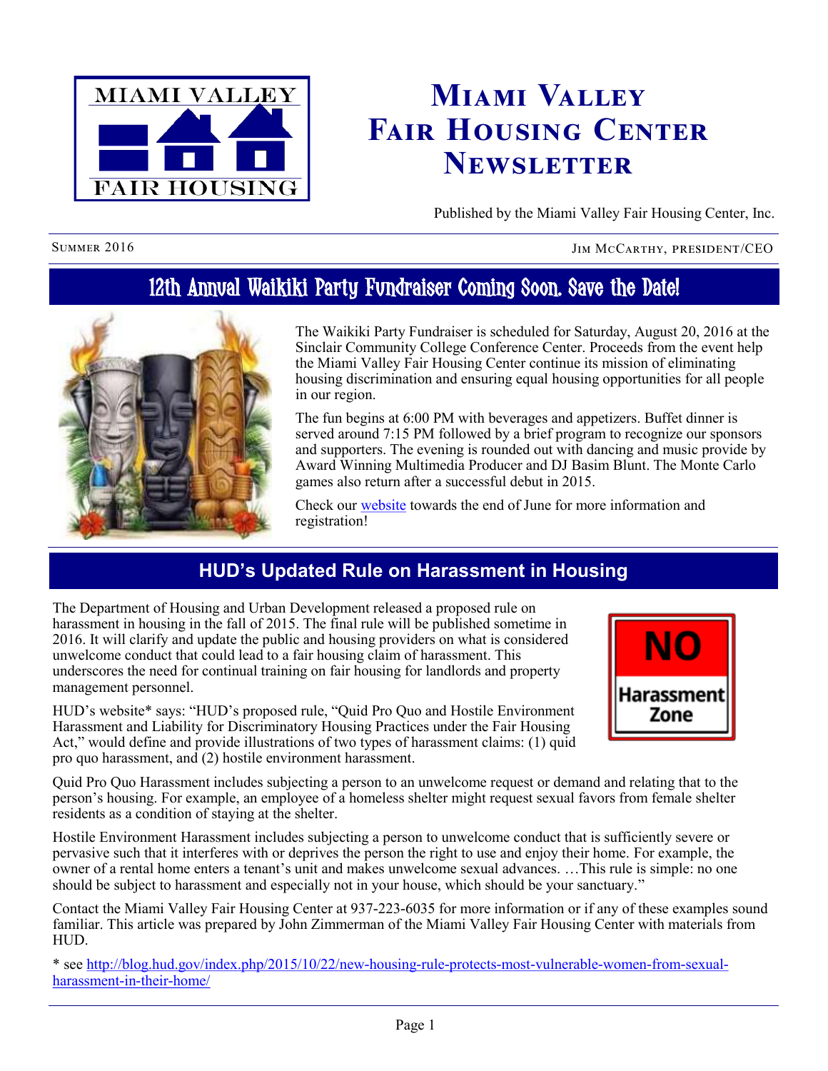# Miami Valley Fair Housing Center Newsletter

Published by the Miami Valley Fair Housing Center, Inc.

Summer 2016 — Jim McCarthy, President/CEO

## 12th Annual Waikiki Party Fundraiser Coming Soon. Save the Date!

The Waikiki Party Fundraiser is scheduled for Saturday, August 20, 2016 at the Sinclair Community College Conference Center. Proceeds from the event help the Miami Valley Fair Housing Center continue its mission of eliminating housing discrimination and ensuring equal housing opportunities for all people in our region.

The fun begins at 6:00 PM with beverages and appetizers. Buffet dinner is served around 7:15 PM followed by a brief program to recognize our sponsors and supporters. The evening is rounded out with dancing and music provide by Award Winning Multimedia Producer and DJ Basim Blunt. The Monte Carlo games also return after a successful debut in 2015.

Check our website towards the end of June for more information and registration!

## HUD's Updated Rule on Harassment in Housing

The Department of Housing and Urban Development released a proposed rule on harassment in housing in the fall of 2015. The final rule will be published sometime in 2016. It will clarify and update the public and housing providers on what is considered unwelcome conduct that could lead to a fair housing claim of harassment. This underscores the need for continual training on fair housing for landlords and property management personnel.

HUD's website* says: "HUD's proposed rule, "Quid Pro Quo and Hostile Environment Harassment and Liability for Discriminatory Housing Practices under the Fair Housing Act," would define and provide illustrations of two types of harassment claims: (1) quid pro quo harassment, and (2) hostile environment harassment.

Quid Pro Quo Harassment includes subjecting a person to an unwelcome request or demand and relating that to the person's housing. For example, an employee of a homeless shelter might request sexual favors from female shelter residents as a condition of staying at the shelter.

Hostile Environment Harassment includes subjecting a person to unwelcome conduct that is sufficiently severe or pervasive such that it interferes with or deprives the person the right to use and enjoy their home. For example, the owner of a rental home enters a tenant's unit and makes unwelcome sexual advances. …This rule is simple: no one should be subject to harassment and especially not in your house, which should be your sanctuary."

Contact the Miami Valley Fair Housing Center at 937-223-6035 for more information or if any of these examples sound familiar. This article was prepared by John Zimmerman of the Miami Valley Fair Housing Center with materials from HUD.

* see http://blog.hud.gov/index.php/2015/10/22/new-housing-rule-protects-most-vulnerable-women-from-sexual-harassment-in-their-home/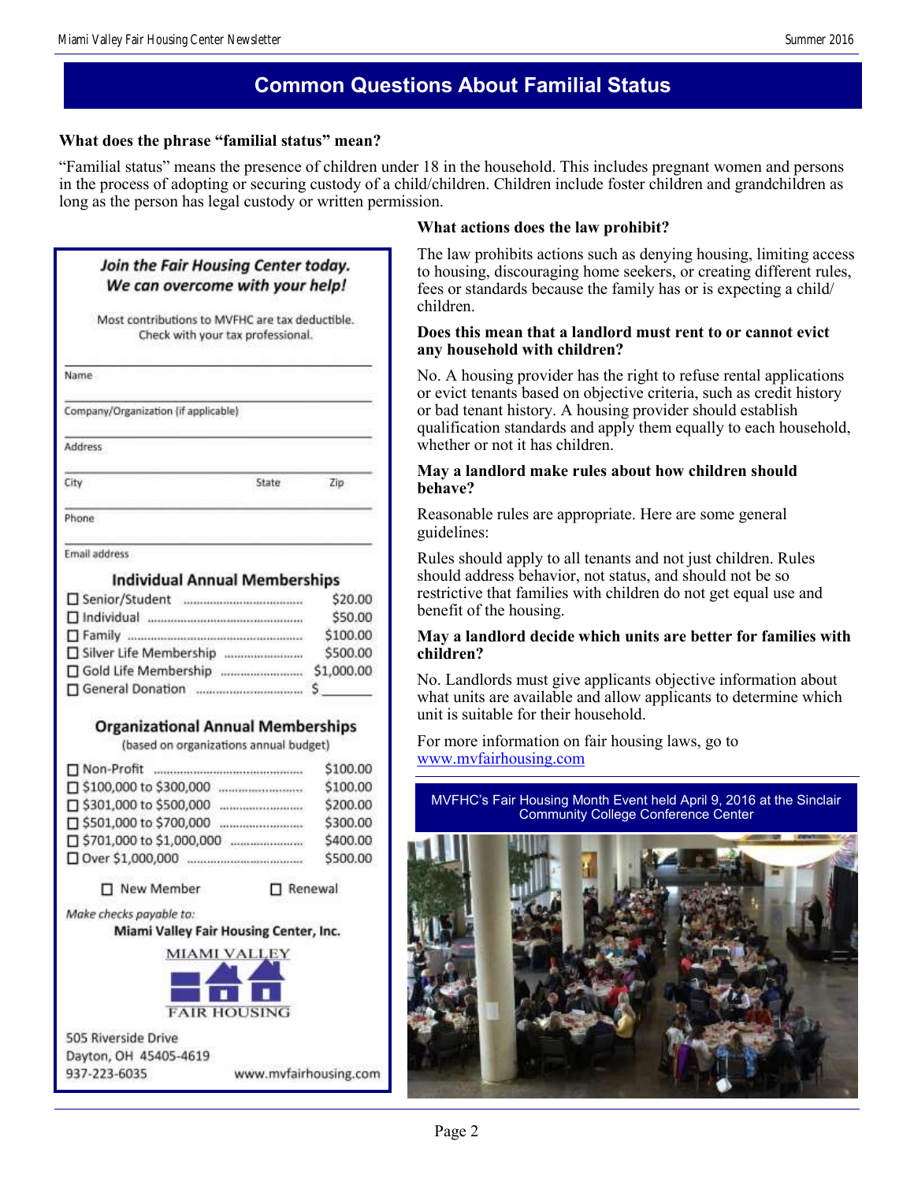## Common Questions About Familial Status

**What does the phrase "familial status" mean?**

"Familial status" means the presence of children under 18 in the household. This includes pregnant women and persons in the process of adopting or securing custody of a child/children. Children include foster children and grandchildren as long as the person has legal custody or written permission.

**What actions does the law prohibit?**

The law prohibits actions such as denying housing, limiting access to housing, discouraging home seekers, or creating different rules, fees or standards because the family has or is expecting a child/children.

**Does this mean that a landlord must rent to or cannot evict any household with children?**

No. A housing provider has the right to refuse rental applications or evict tenants based on objective criteria, such as credit history or bad tenant history. A housing provider should establish qualification standards and apply them equally to each household, whether or not it has children.

**May a landlord make rules about how children should behave?**

Reasonable rules are appropriate. Here are some general guidelines:

Rules should apply to all tenants and not just children. Rules should address behavior, not status, and should not be so restrictive that families with children do not get equal use and benefit of the housing.

**May a landlord decide which units are better for families with children?**

No. Landlords must give applicants objective information about what units are available and allow applicants to determine which unit is suitable for their household.

For more information on fair housing laws, go to www.mvfairhousing.com

MVFHC's Fair Housing Month Event held April 9, 2016 at the Sinclair Community College Conference Center

***Join the Fair Housing Center today. We can overcome with your help!***

Most contributions to MVFHC are tax deductible. Check with your tax professional.

Name ______________________

Company/Organization (if applicable) ______________________

Address ______________________

City ____________ State ______ Zip ______

Phone ______________________

Email address ______________________

**Individual Annual Memberships**

- ☐ Senior/Student .......... $20.00
- ☐ Individual .......... $50.00
- ☐ Family .......... $100.00
- ☐ Silver Life Membership .......... $500.00
- ☐ Gold Life Membership .......... $1,000.00
- ☐ General Donation .......... $ ______

**Organizational Annual Memberships**

(based on organizations annual budget)

- ☐ Non-Profit .......... $100.00
- ☐ $100,000 to $300,000 .......... $100.00
- ☐ $301,000 to $500,000 .......... $200.00
- ☐ $501,000 to $700,000 .......... $300.00
- ☐ $701,000 to $1,000,000 .......... $400.00
- ☐ Over $1,000,000 .......... $500.00

☐ New Member ☐ Renewal

*Make checks payable to:*

**Miami Valley Fair Housing Center, Inc.**

MIAMI VALLEY FAIR HOUSING

505 Riverside Drive
Dayton, OH 45405-4619
937-223-6035 www.mvfairhousing.com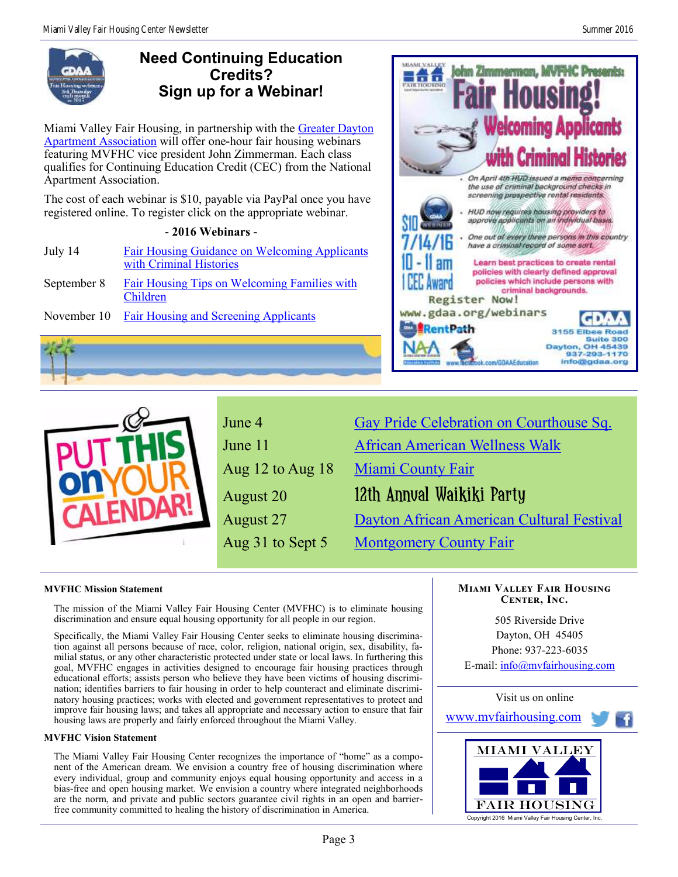## Need Continuing Education Credits? Sign up for a Webinar!

Miami Valley Fair Housing, in partnership with the Greater Dayton Apartment Association will offer one-hour fair housing webinars featuring MVFHC vice president John Zimmerman. Each class qualifies for Continuing Education Credit (CEC) from the National Apartment Association.

The cost of each webinar is $10, payable via PayPal once you have registered online. To register click on the appropriate webinar.

**- 2016 Webinars -**

| | |
|---|---|
| July 14 | Fair Housing Guidance on Welcoming Applicants with Criminal Histories |
| September 8 | Fair Housing Tips on Welcoming Families with Children |
| November 10 | Fair Housing and Screening Applicants |

John Zimmerman, MVFHC Presents: Fair Housing! Welcoming Applicants with Criminal Histories

- On April 4th HUD issued a memo concerning the use of criminal background checks in screening prospective rental residents.
- HUD now requires housing providers to approve applicants on an individual basis.
- One out of every three persons in this country have a criminal record of some sort.

$10 Webinar
7/14/16
10 - 11 am
1 CEC Award

Learn best practices to create rental policies with clearly defined approval policies which include persons with criminal backgrounds.

Register Now!
www.gdaa.org/webinars

GDAA
3155 Elbee Road
Suite 300
Dayton, OH 45439
937-293-1170
info@gdaa.org

## PUT THIS on YOUR CALENDAR!

| | |
|---|---|
| June 4 | Gay Pride Celebration on Courthouse Sq. |
| June 11 | African American Wellness Walk |
| Aug 12 to Aug 18 | Miami County Fair |
| August 20 | 12th Annual Waikiki Party |
| August 27 | Dayton African American Cultural Festival |
| Aug 31 to Sept 5 | Montgomery County Fair |

**MVFHC Mission Statement**

The mission of the Miami Valley Fair Housing Center (MVFHC) is to eliminate housing discrimination and ensure equal housing opportunity for all people in our region.

Specifically, the Miami Valley Fair Housing Center seeks to eliminate housing discrimination against all persons because of race, color, religion, national origin, sex, disability, familial status, or any other characteristic protected under state or local laws. In furthering this goal, MVFHC engages in activities designed to encourage fair housing practices through educational efforts; assists person who believe they have been victims of housing discrimination; identifies barriers to fair housing in order to help counteract and eliminate discriminatory housing practices; works with elected and government representatives to protect and improve fair housing laws; and takes all appropriate and necessary action to ensure that fair housing laws are properly and fairly enforced throughout the Miami Valley.

**MVFHC Vision Statement**

The Miami Valley Fair Housing Center recognizes the importance of "home" as a component of the American dream. We envision a country free of housing discrimination where every individual, group and community enjoys equal housing opportunity and access in a bias-free and open housing market. We envision a country where integrated neighborhoods are the norm, and private and public sectors guarantee civil rights in an open and barrier-free community committed to healing the history of discrimination in America.

**Miami Valley Fair Housing Center, Inc.**

505 Riverside Drive
Dayton, OH 45405
Phone: 937-223-6035
E-mail: info@mvfairhousing.com

Visit us on online

www.mvfairhousing.com

MIAMI VALLEY FAIR HOUSING

Copyright 2016 Miami Valley Fair Housing Center, Inc.